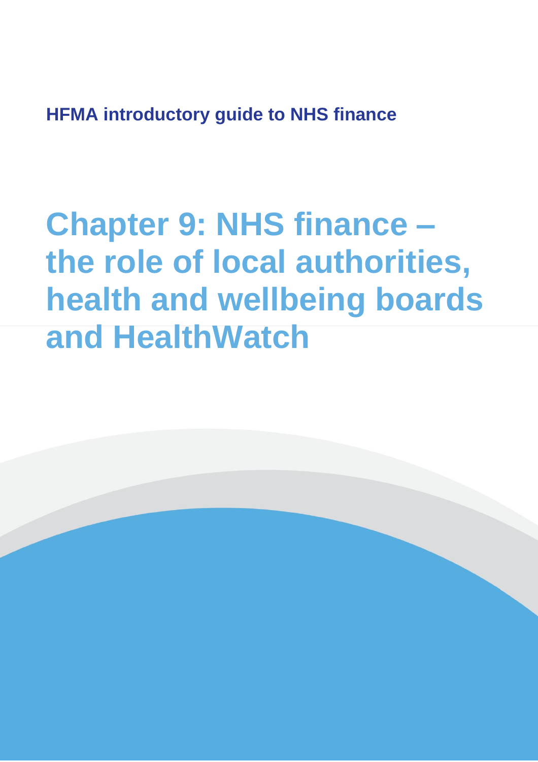**HFMA introductory guide to NHS finance**

# Chapter 9: NHS finance – the role of local authorities, health and wellbeing boards and HealthWatch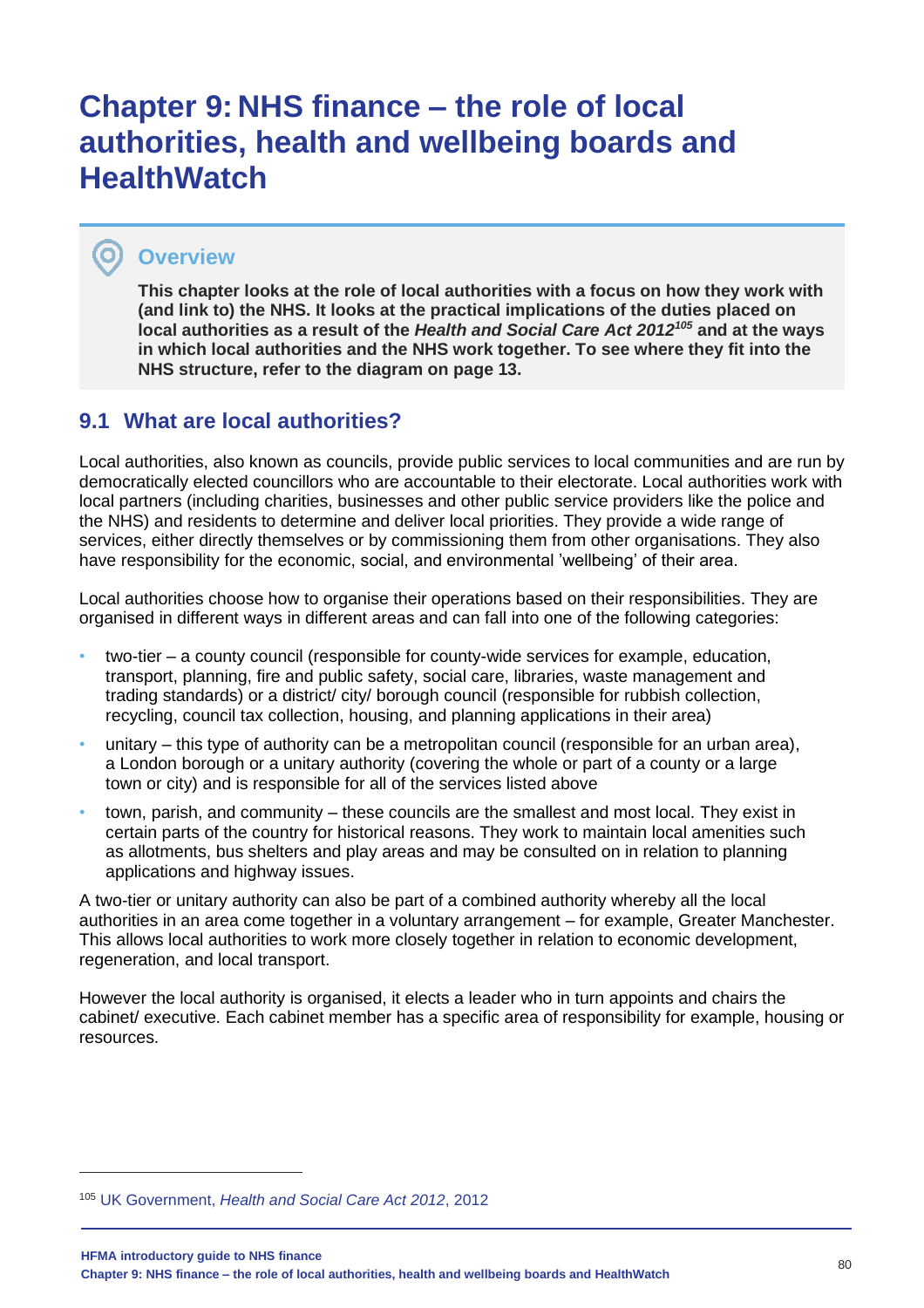# Chapter 9: NHS finance – the role of local authorities, health and wellbeing boards and HealthWatch

## Overview

**This chapter looks at the role of local authorities with a focus on how they work with (and link to) the NHS. It looks at the practical implications of the duties placed on local authorities as a result of the *Health and Social Care Act 2012*[105] and at the ways in which local authorities and the NHS work together. To see where they fit into the NHS structure, refer to the diagram on page 13.**

## 9.1 What are local authorities?

Local authorities, also known as councils, provide public services to local communities and are run by democratically elected councillors who are accountable to their electorate. Local authorities work with local partners (including charities, businesses and other public service providers like the police and the NHS) and residents to determine and deliver local priorities. They provide a wide range of services, either directly themselves or by commissioning them from other organisations. They also have responsibility for the economic, social, and environmental 'wellbeing' of their area.

Local authorities choose how to organise their operations based on their responsibilities. They are organised in different ways in different areas and can fall into one of the following categories:

- two-tier – a county council (responsible for county-wide services for example, education, transport, planning, fire and public safety, social care, libraries, waste management and trading standards) or a district/ city/ borough council (responsible for rubbish collection, recycling, council tax collection, housing, and planning applications in their area)
- unitary – this type of authority can be a metropolitan council (responsible for an urban area), a London borough or a unitary authority (covering the whole or part of a county or a large town or city) and is responsible for all of the services listed above
- town, parish, and community – these councils are the smallest and most local. They exist in certain parts of the country for historical reasons. They work to maintain local amenities such as allotments, bus shelters and play areas and may be consulted on in relation to planning applications and highway issues.

A two-tier or unitary authority can also be part of a combined authority whereby all the local authorities in an area come together in a voluntary arrangement – for example, Greater Manchester. This allows local authorities to work more closely together in relation to economic development, regeneration, and local transport.

However the local authority is organised, it elects a leader who in turn appoints and chairs the cabinet/ executive. Each cabinet member has a specific area of responsibility for example, housing or resources.

---

[105] UK Government, *Health and Social Care Act 2012*, 2012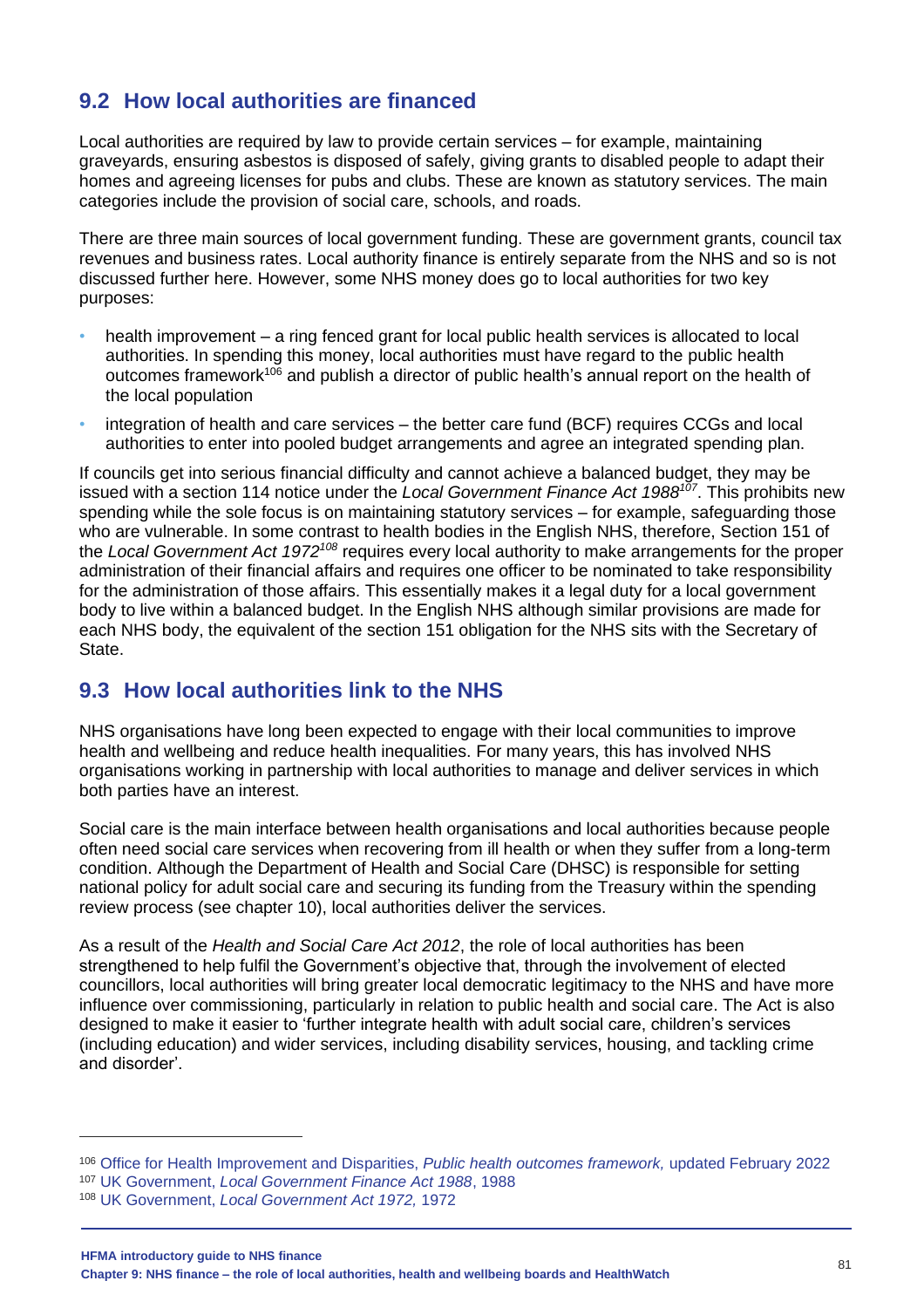## 9.2 How local authorities are financed

Local authorities are required by law to provide certain services – for example, maintaining graveyards, ensuring asbestos is disposed of safely, giving grants to disabled people to adapt their homes and agreeing licenses for pubs and clubs. These are known as statutory services. The main categories include the provision of social care, schools, and roads.

There are three main sources of local government funding. These are government grants, council tax revenues and business rates. Local authority finance is entirely separate from the NHS and so is not discussed further here. However, some NHS money does go to local authorities for two key purposes:

- health improvement – a ring fenced grant for local public health services is allocated to local authorities. In spending this money, local authorities must have regard to the public health outcomes framework[106] and publish a director of public health's annual report on the health of the local population
- integration of health and care services – the better care fund (BCF) requires CCGs and local authorities to enter into pooled budget arrangements and agree an integrated spending plan.

If councils get into serious financial difficulty and cannot achieve a balanced budget, they may be issued with a section 114 notice under the *Local Government Finance Act 1988*[107]. This prohibits new spending while the sole focus is on maintaining statutory services – for example, safeguarding those who are vulnerable. In some contrast to health bodies in the English NHS, therefore, Section 151 of the *Local Government Act 1972*[108] requires every local authority to make arrangements for the proper administration of their financial affairs and requires one officer to be nominated to take responsibility for the administration of those affairs. This essentially makes it a legal duty for a local government body to live within a balanced budget. In the English NHS although similar provisions are made for each NHS body, the equivalent of the section 151 obligation for the NHS sits with the Secretary of State.

## 9.3 How local authorities link to the NHS

NHS organisations have long been expected to engage with their local communities to improve health and wellbeing and reduce health inequalities. For many years, this has involved NHS organisations working in partnership with local authorities to manage and deliver services in which both parties have an interest.

Social care is the main interface between health organisations and local authorities because people often need social care services when recovering from ill health or when they suffer from a long-term condition. Although the Department of Health and Social Care (DHSC) is responsible for setting national policy for adult social care and securing its funding from the Treasury within the spending review process (see chapter 10), local authorities deliver the services.

As a result of the *Health and Social Care Act 2012*, the role of local authorities has been strengthened to help fulfil the Government's objective that, through the involvement of elected councillors, local authorities will bring greater local democratic legitimacy to the NHS and have more influence over commissioning, particularly in relation to public health and social care. The Act is also designed to make it easier to 'further integrate health with adult social care, children's services (including education) and wider services, including disability services, housing, and tackling crime and disorder'.

---

[106] Office for Health Improvement and Disparities, *Public health outcomes framework,* updated February 2022

[107] UK Government, *Local Government Finance Act 1988*, 1988

[108] UK Government, *Local Government Act 1972,* 1972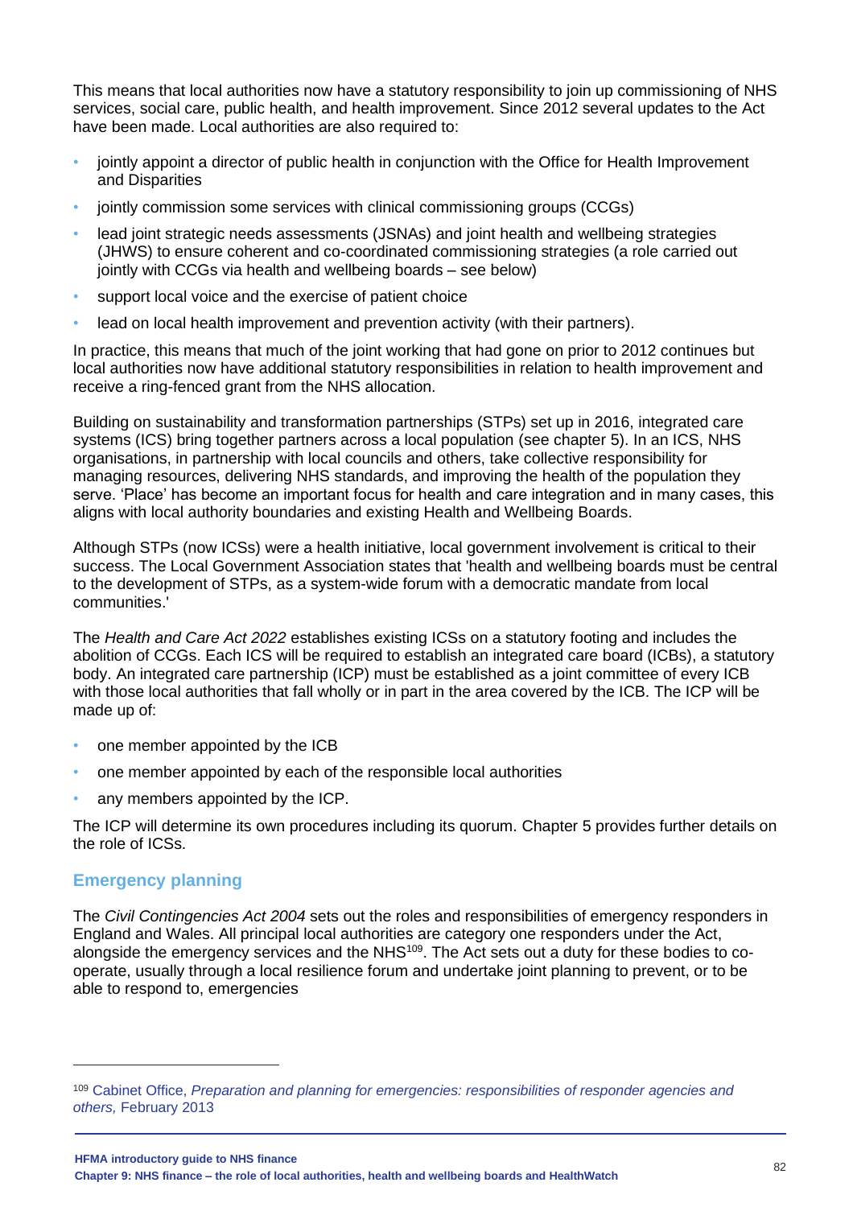This means that local authorities now have a statutory responsibility to join up commissioning of NHS services, social care, public health, and health improvement. Since 2012 several updates to the Act have been made. Local authorities are also required to:

- jointly appoint a director of public health in conjunction with the Office for Health Improvement and Disparities
- jointly commission some services with clinical commissioning groups (CCGs)
- lead joint strategic needs assessments (JSNAs) and joint health and wellbeing strategies (JHWS) to ensure coherent and co-coordinated commissioning strategies (a role carried out jointly with CCGs via health and wellbeing boards – see below)
- support local voice and the exercise of patient choice
- lead on local health improvement and prevention activity (with their partners).

In practice, this means that much of the joint working that had gone on prior to 2012 continues but local authorities now have additional statutory responsibilities in relation to health improvement and receive a ring-fenced grant from the NHS allocation.

Building on sustainability and transformation partnerships (STPs) set up in 2016, integrated care systems (ICS) bring together partners across a local population (see chapter 5). In an ICS, NHS organisations, in partnership with local councils and others, take collective responsibility for managing resources, delivering NHS standards, and improving the health of the population they serve. 'Place' has become an important focus for health and care integration and in many cases, this aligns with local authority boundaries and existing Health and Wellbeing Boards.

Although STPs (now ICSs) were a health initiative, local government involvement is critical to their success. The Local Government Association states that 'health and wellbeing boards must be central to the development of STPs, as a system-wide forum with a democratic mandate from local communities.'

The *Health and Care Act 2022* establishes existing ICSs on a statutory footing and includes the abolition of CCGs. Each ICS will be required to establish an integrated care board (ICBs), a statutory body. An integrated care partnership (ICP) must be established as a joint committee of every ICB with those local authorities that fall wholly or in part in the area covered by the ICB. The ICP will be made up of:

- one member appointed by the ICB
- one member appointed by each of the responsible local authorities
- any members appointed by the ICP.

The ICP will determine its own procedures including its quorum. Chapter 5 provides further details on the role of ICSs.

## Emergency planning

The *Civil Contingencies Act 2004* sets out the roles and responsibilities of emergency responders in England and Wales. All principal local authorities are category one responders under the Act, alongside the emergency services and the NHS[109]. The Act sets out a duty for these bodies to co-operate, usually through a local resilience forum and undertake joint planning to prevent, or to be able to respond to, emergencies

---

[109] Cabinet Office, *Preparation and planning for emergencies: responsibilities of responder agencies and others,* February 2013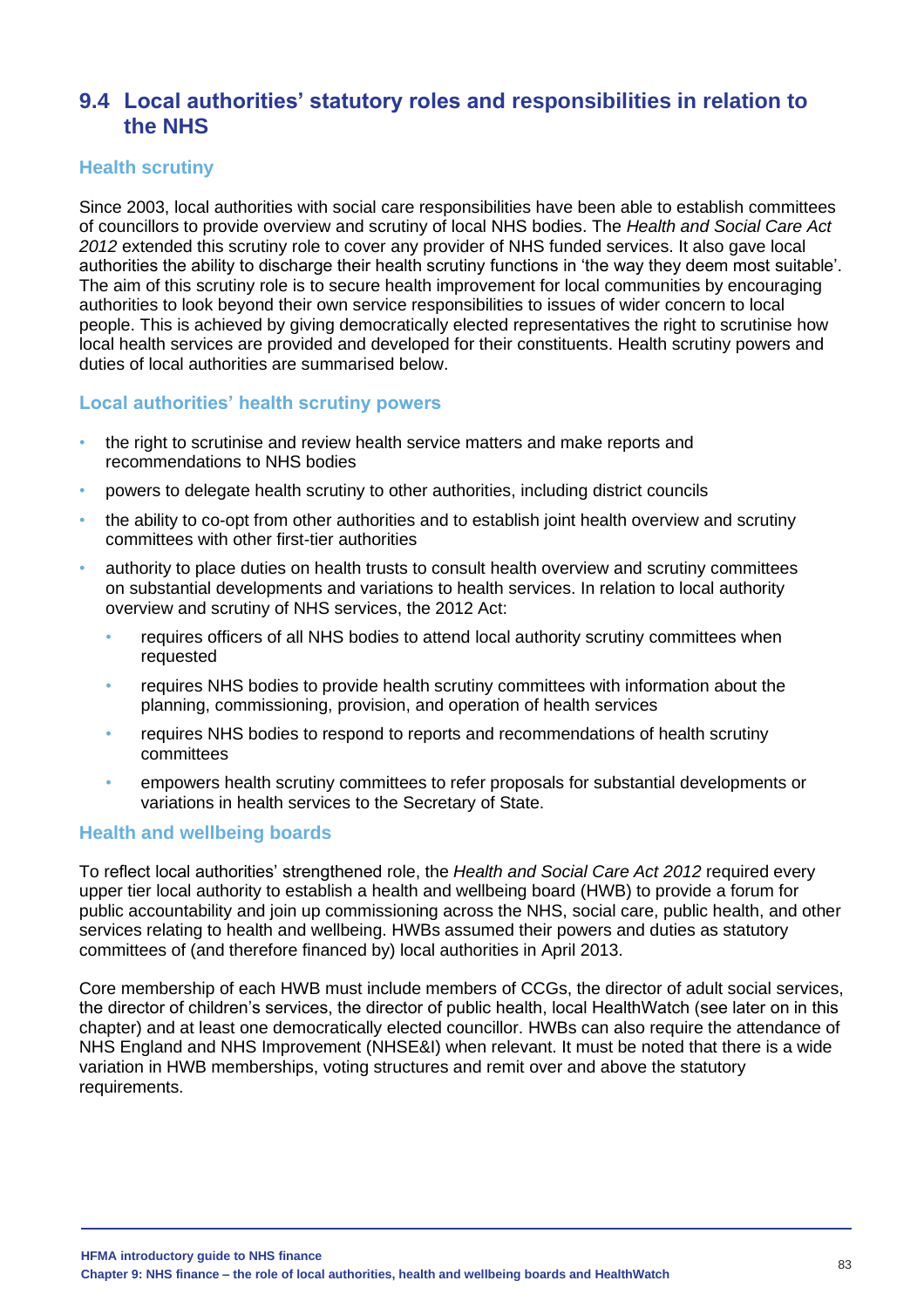## 9.4 Local authorities' statutory roles and responsibilities in relation to the NHS

### Health scrutiny

Since 2003, local authorities with social care responsibilities have been able to establish committees of councillors to provide overview and scrutiny of local NHS bodies. The *Health and Social Care Act 2012* extended this scrutiny role to cover any provider of NHS funded services. It also gave local authorities the ability to discharge their health scrutiny functions in 'the way they deem most suitable'. The aim of this scrutiny role is to secure health improvement for local communities by encouraging authorities to look beyond their own service responsibilities to issues of wider concern to local people. This is achieved by giving democratically elected representatives the right to scrutinise how local health services are provided and developed for their constituents. Health scrutiny powers and duties of local authorities are summarised below.

### Local authorities' health scrutiny powers

- the right to scrutinise and review health service matters and make reports and recommendations to NHS bodies
- powers to delegate health scrutiny to other authorities, including district councils
- the ability to co-opt from other authorities and to establish joint health overview and scrutiny committees with other first-tier authorities
- authority to place duties on health trusts to consult health overview and scrutiny committees on substantial developments and variations to health services. In relation to local authority overview and scrutiny of NHS services, the 2012 Act:
    - requires officers of all NHS bodies to attend local authority scrutiny committees when requested
    - requires NHS bodies to provide health scrutiny committees with information about the planning, commissioning, provision, and operation of health services
    - requires NHS bodies to respond to reports and recommendations of health scrutiny committees
    - empowers health scrutiny committees to refer proposals for substantial developments or variations in health services to the Secretary of State.

### Health and wellbeing boards

To reflect local authorities' strengthened role, the *Health and Social Care Act 2012* required every upper tier local authority to establish a health and wellbeing board (HWB) to provide a forum for public accountability and join up commissioning across the NHS, social care, public health, and other services relating to health and wellbeing. HWBs assumed their powers and duties as statutory committees of (and therefore financed by) local authorities in April 2013.

Core membership of each HWB must include members of CCGs, the director of adult social services, the director of children's services, the director of public health, local HealthWatch (see later on in this chapter) and at least one democratically elected councillor. HWBs can also require the attendance of NHS England and NHS Improvement (NHSE&I) when relevant. It must be noted that there is a wide variation in HWB memberships, voting structures and remit over and above the statutory requirements.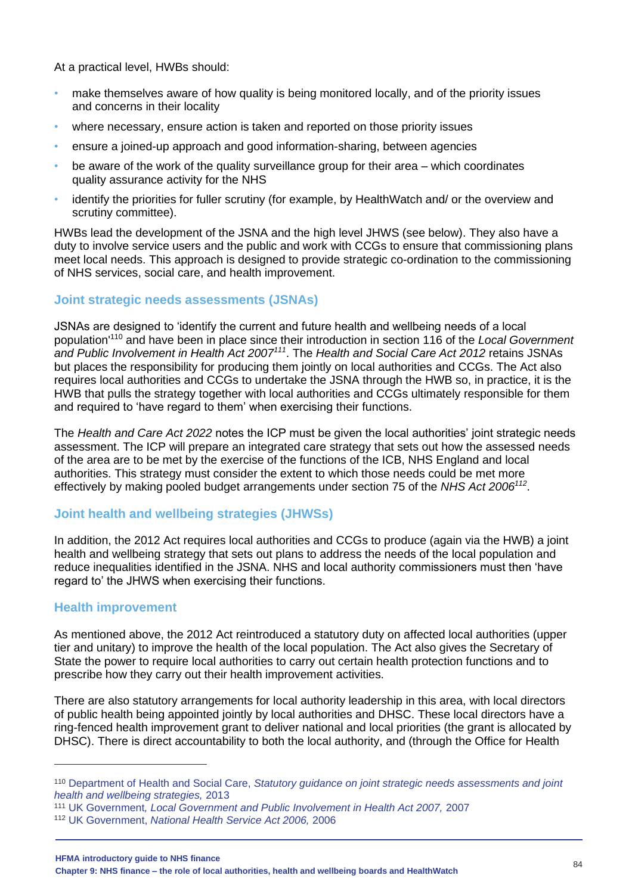At a practical level, HWBs should:

- make themselves aware of how quality is being monitored locally, and of the priority issues and concerns in their locality
- where necessary, ensure action is taken and reported on those priority issues
- ensure a joined-up approach and good information-sharing, between agencies
- be aware of the work of the quality surveillance group for their area – which coordinates quality assurance activity for the NHS
- identify the priorities for fuller scrutiny (for example, by HealthWatch and/ or the overview and scrutiny committee).

HWBs lead the development of the JSNA and the high level JHWS (see below). They also have a duty to involve service users and the public and work with CCGs to ensure that commissioning plans meet local needs. This approach is designed to provide strategic co-ordination to the commissioning of NHS services, social care, and health improvement.

## Joint strategic needs assessments (JSNAs)

JSNAs are designed to 'identify the current and future health and wellbeing needs of a local population'[110] and have been in place since their introduction in section 116 of the *Local Government and Public Involvement in Health Act 2007*[111]. The *Health and Social Care Act 2012* retains JSNAs but places the responsibility for producing them jointly on local authorities and CCGs. The Act also requires local authorities and CCGs to undertake the JSNA through the HWB so, in practice, it is the HWB that pulls the strategy together with local authorities and CCGs ultimately responsible for them and required to 'have regard to them' when exercising their functions.

The *Health and Care Act 2022* notes the ICP must be given the local authorities' joint strategic needs assessment. The ICP will prepare an integrated care strategy that sets out how the assessed needs of the area are to be met by the exercise of the functions of the ICB, NHS England and local authorities. This strategy must consider the extent to which those needs could be met more effectively by making pooled budget arrangements under section 75 of the *NHS Act 2006*[112].

## Joint health and wellbeing strategies (JHWSs)

In addition, the 2012 Act requires local authorities and CCGs to produce (again via the HWB) a joint health and wellbeing strategy that sets out plans to address the needs of the local population and reduce inequalities identified in the JSNA. NHS and local authority commissioners must then 'have regard to' the JHWS when exercising their functions.

## Health improvement

As mentioned above, the 2012 Act reintroduced a statutory duty on affected local authorities (upper tier and unitary) to improve the health of the local population. The Act also gives the Secretary of State the power to require local authorities to carry out certain health protection functions and to prescribe how they carry out their health improvement activities.

There are also statutory arrangements for local authority leadership in this area, with local directors of public health being appointed jointly by local authorities and DHSC. These local directors have a ring-fenced health improvement grant to deliver national and local priorities (the grant is allocated by DHSC). There is direct accountability to both the local authority, and (through the Office for Health

---

[110] Department of Health and Social Care, *Statutory guidance on joint strategic needs assessments and joint health and wellbeing strategies,* 2013

[111] UK Government, *Local Government and Public Involvement in Health Act 2007,* 2007

[112] UK Government, *National Health Service Act 2006,* 2006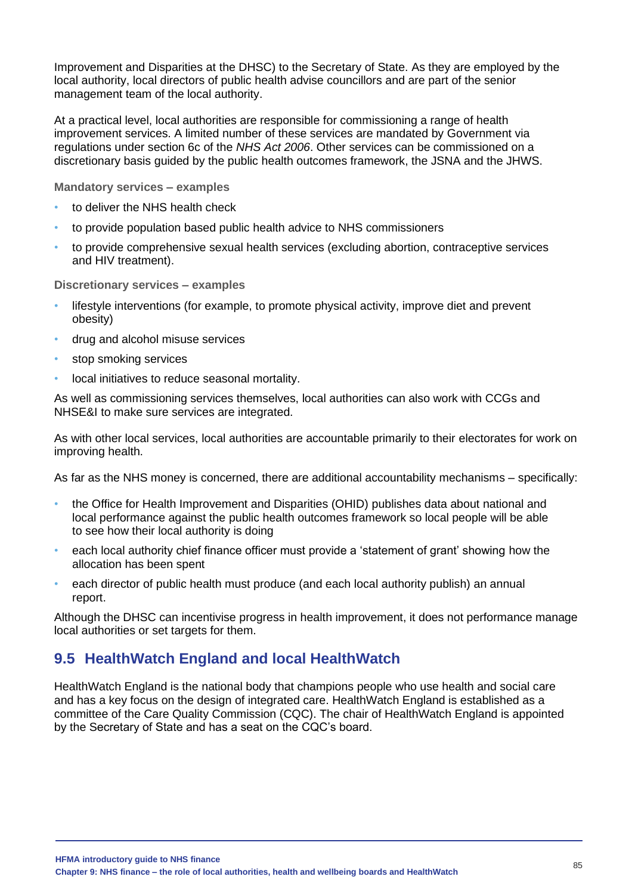Improvement and Disparities at the DHSC) to the Secretary of State. As they are employed by the local authority, local directors of public health advise councillors and are part of the senior management team of the local authority.

At a practical level, local authorities are responsible for commissioning a range of health improvement services. A limited number of these services are mandated by Government via regulations under section 6c of the *NHS Act 2006*. Other services can be commissioned on a discretionary basis guided by the public health outcomes framework, the JSNA and the JHWS.

**Mandatory services – examples**

- to deliver the NHS health check
- to provide population based public health advice to NHS commissioners
- to provide comprehensive sexual health services (excluding abortion, contraceptive services and HIV treatment).

**Discretionary services – examples**

- lifestyle interventions (for example, to promote physical activity, improve diet and prevent obesity)
- drug and alcohol misuse services
- stop smoking services
- local initiatives to reduce seasonal mortality.

As well as commissioning services themselves, local authorities can also work with CCGs and NHSE&I to make sure services are integrated.

As with other local services, local authorities are accountable primarily to their electorates for work on improving health.

As far as the NHS money is concerned, there are additional accountability mechanisms – specifically:

- the Office for Health Improvement and Disparities (OHID) publishes data about national and local performance against the public health outcomes framework so local people will be able to see how their local authority is doing
- each local authority chief finance officer must provide a 'statement of grant' showing how the allocation has been spent
- each director of public health must produce (and each local authority publish) an annual report.

Although the DHSC can incentivise progress in health improvement, it does not performance manage local authorities or set targets for them.

## 9.5 HealthWatch England and local HealthWatch

HealthWatch England is the national body that champions people who use health and social care and has a key focus on the design of integrated care. HealthWatch England is established as a committee of the Care Quality Commission (CQC). The chair of HealthWatch England is appointed by the Secretary of State and has a seat on the CQC's board.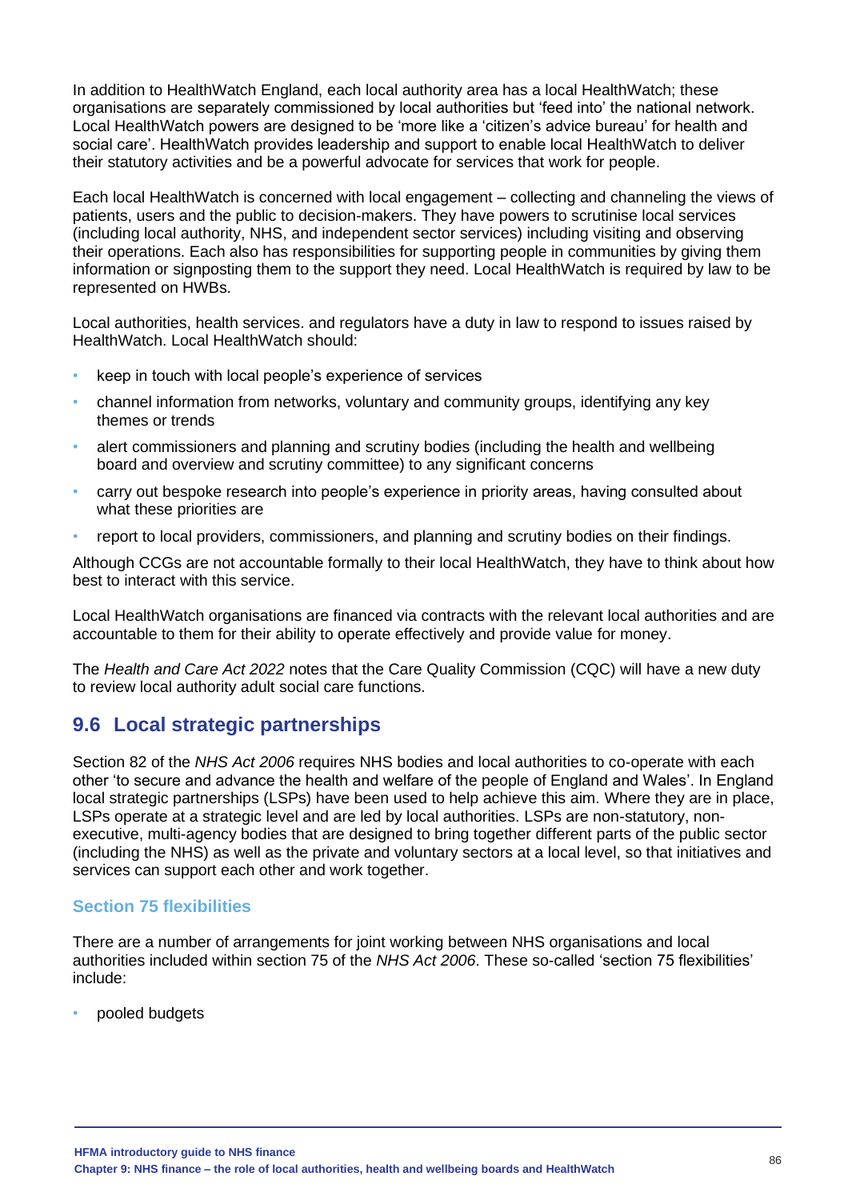In addition to HealthWatch England, each local authority area has a local HealthWatch; these organisations are separately commissioned by local authorities but 'feed into' the national network. Local HealthWatch powers are designed to be 'more like a 'citizen's advice bureau' for health and social care'. HealthWatch provides leadership and support to enable local HealthWatch to deliver their statutory activities and be a powerful advocate for services that work for people.

Each local HealthWatch is concerned with local engagement – collecting and channeling the views of patients, users and the public to decision-makers. They have powers to scrutinise local services (including local authority, NHS, and independent sector services) including visiting and observing their operations. Each also has responsibilities for supporting people in communities by giving them information or signposting them to the support they need. Local HealthWatch is required by law to be represented on HWBs.

Local authorities, health services. and regulators have a duty in law to respond to issues raised by HealthWatch. Local HealthWatch should:

- keep in touch with local people's experience of services
- channel information from networks, voluntary and community groups, identifying any key themes or trends
- alert commissioners and planning and scrutiny bodies (including the health and wellbeing board and overview and scrutiny committee) to any significant concerns
- carry out bespoke research into people's experience in priority areas, having consulted about what these priorities are
- report to local providers, commissioners, and planning and scrutiny bodies on their findings.

Although CCGs are not accountable formally to their local HealthWatch, they have to think about how best to interact with this service.

Local HealthWatch organisations are financed via contracts with the relevant local authorities and are accountable to them for their ability to operate effectively and provide value for money.

The *Health and Care Act 2022* notes that the Care Quality Commission (CQC) will have a new duty to review local authority adult social care functions.

## 9.6 Local strategic partnerships

Section 82 of the *NHS Act 2006* requires NHS bodies and local authorities to co-operate with each other 'to secure and advance the health and welfare of the people of England and Wales'. In England local strategic partnerships (LSPs) have been used to help achieve this aim. Where they are in place, LSPs operate at a strategic level and are led by local authorities. LSPs are non-statutory, non-executive, multi-agency bodies that are designed to bring together different parts of the public sector (including the NHS) as well as the private and voluntary sectors at a local level, so that initiatives and services can support each other and work together.

### Section 75 flexibilities

There are a number of arrangements for joint working between NHS organisations and local authorities included within section 75 of the *NHS Act 2006*. These so-called 'section 75 flexibilities' include:

- pooled budgets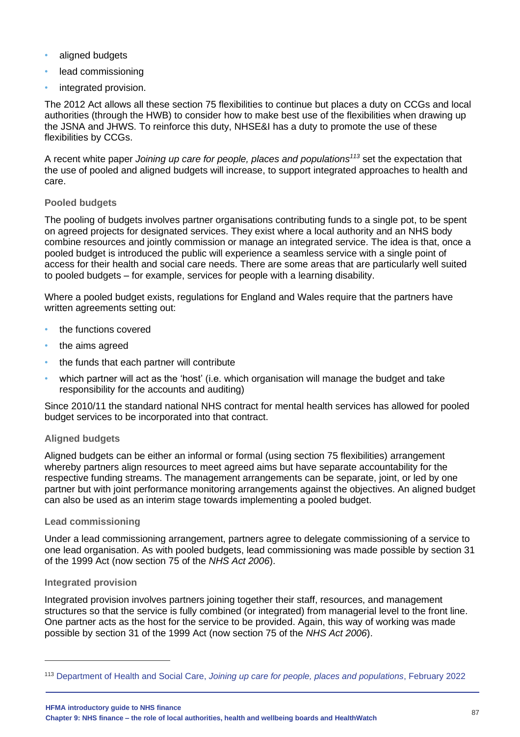- aligned budgets
- lead commissioning
- integrated provision.

The 2012 Act allows all these section 75 flexibilities to continue but places a duty on CCGs and local authorities (through the HWB) to consider how to make best use of the flexibilities when drawing up the JSNA and JHWS. To reinforce this duty, NHSE&I has a duty to promote the use of these flexibilities by CCGs.

A recent white paper *Joining up care for people, places and populations*[113] set the expectation that the use of pooled and aligned budgets will increase, to support integrated approaches to health and care.

### Pooled budgets

The pooling of budgets involves partner organisations contributing funds to a single pot, to be spent on agreed projects for designated services. They exist where a local authority and an NHS body combine resources and jointly commission or manage an integrated service. The idea is that, once a pooled budget is introduced the public will experience a seamless service with a single point of access for their health and social care needs. There are some areas that are particularly well suited to pooled budgets – for example, services for people with a learning disability.

Where a pooled budget exists, regulations for England and Wales require that the partners have written agreements setting out:

- the functions covered
- the aims agreed
- the funds that each partner will contribute
- which partner will act as the 'host' (i.e. which organisation will manage the budget and take responsibility for the accounts and auditing)

Since 2010/11 the standard national NHS contract for mental health services has allowed for pooled budget services to be incorporated into that contract.

### Aligned budgets

Aligned budgets can be either an informal or formal (using section 75 flexibilities) arrangement whereby partners align resources to meet agreed aims but have separate accountability for the respective funding streams. The management arrangements can be separate, joint, or led by one partner but with joint performance monitoring arrangements against the objectives. An aligned budget can also be used as an interim stage towards implementing a pooled budget.

### Lead commissioning

Under a lead commissioning arrangement, partners agree to delegate commissioning of a service to one lead organisation. As with pooled budgets, lead commissioning was made possible by section 31 of the 1999 Act (now section 75 of the *NHS Act 2006*).

### Integrated provision

Integrated provision involves partners joining together their staff, resources, and management structures so that the service is fully combined (or integrated) from managerial level to the front line. One partner acts as the host for the service to be provided. Again, this way of working was made possible by section 31 of the 1999 Act (now section 75 of the *NHS Act 2006*).

---

[113] Department of Health and Social Care, *Joining up care for people, places and populations*, February 2022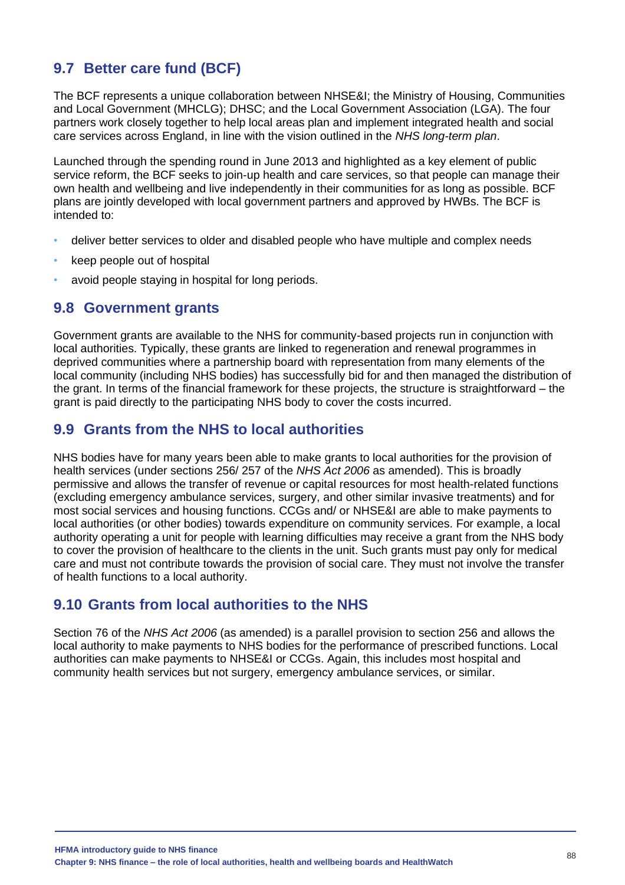## 9.7 Better care fund (BCF)

The BCF represents a unique collaboration between NHSE&I; the Ministry of Housing, Communities and Local Government (MHCLG); DHSC; and the Local Government Association (LGA). The four partners work closely together to help local areas plan and implement integrated health and social care services across England, in line with the vision outlined in the *NHS long-term plan*.

Launched through the spending round in June 2013 and highlighted as a key element of public service reform, the BCF seeks to join-up health and care services, so that people can manage their own health and wellbeing and live independently in their communities for as long as possible. BCF plans are jointly developed with local government partners and approved by HWBs. The BCF is intended to:

- deliver better services to older and disabled people who have multiple and complex needs
- keep people out of hospital
- avoid people staying in hospital for long periods.

## 9.8 Government grants

Government grants are available to the NHS for community-based projects run in conjunction with local authorities. Typically, these grants are linked to regeneration and renewal programmes in deprived communities where a partnership board with representation from many elements of the local community (including NHS bodies) has successfully bid for and then managed the distribution of the grant. In terms of the financial framework for these projects, the structure is straightforward – the grant is paid directly to the participating NHS body to cover the costs incurred.

## 9.9 Grants from the NHS to local authorities

NHS bodies have for many years been able to make grants to local authorities for the provision of health services (under sections 256/ 257 of the *NHS Act 2006* as amended). This is broadly permissive and allows the transfer of revenue or capital resources for most health-related functions (excluding emergency ambulance services, surgery, and other similar invasive treatments) and for most social services and housing functions. CCGs and/ or NHSE&I are able to make payments to local authorities (or other bodies) towards expenditure on community services. For example, a local authority operating a unit for people with learning difficulties may receive a grant from the NHS body to cover the provision of healthcare to the clients in the unit. Such grants must pay only for medical care and must not contribute towards the provision of social care. They must not involve the transfer of health functions to a local authority.

## 9.10 Grants from local authorities to the NHS

Section 76 of the *NHS Act 2006* (as amended) is a parallel provision to section 256 and allows the local authority to make payments to NHS bodies for the performance of prescribed functions. Local authorities can make payments to NHSE&I or CCGs. Again, this includes most hospital and community health services but not surgery, emergency ambulance services, or similar.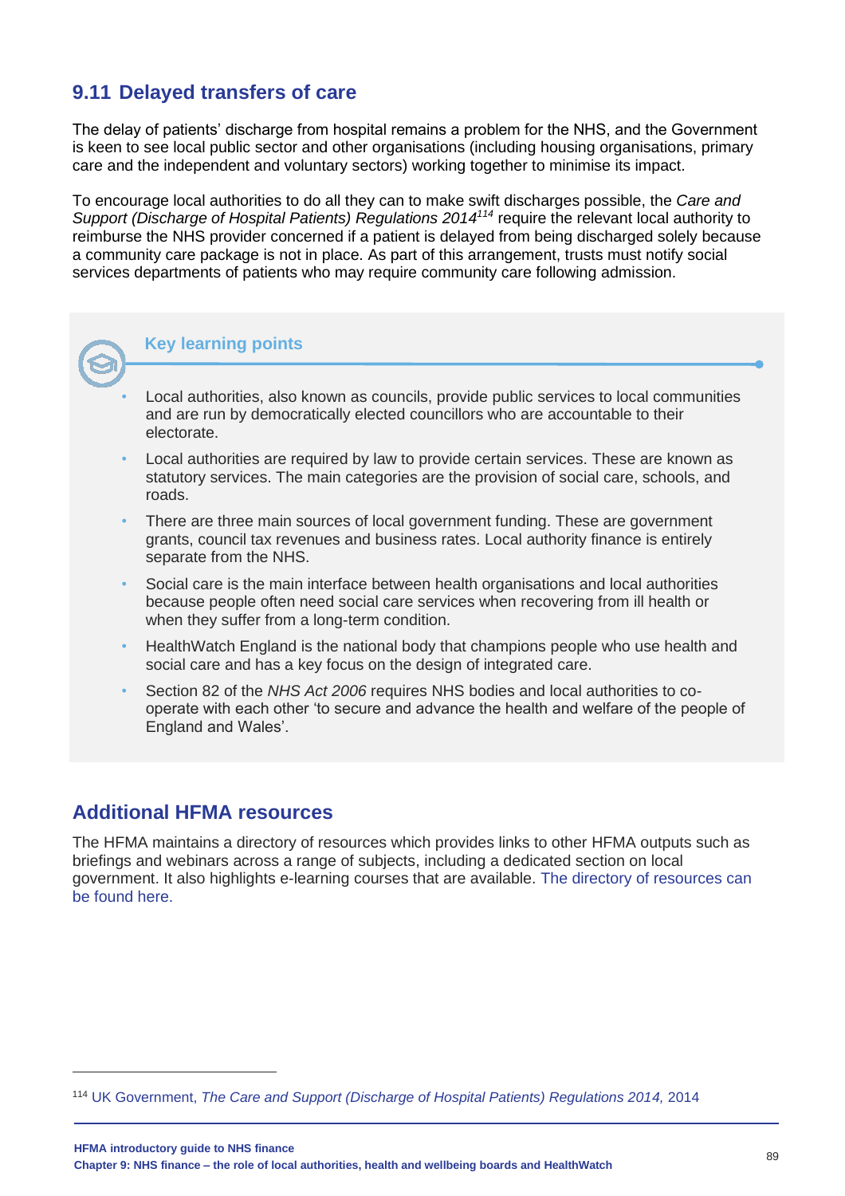## 9.11 Delayed transfers of care

The delay of patients' discharge from hospital remains a problem for the NHS, and the Government is keen to see local public sector and other organisations (including housing organisations, primary care and the independent and voluntary sectors) working together to minimise its impact.

To encourage local authorities to do all they can to make swift discharges possible, the *Care and Support (Discharge of Hospital Patients) Regulations 2014*[114] require the relevant local authority to reimburse the NHS provider concerned if a patient is delayed from being discharged solely because a community care package is not in place. As part of this arrangement, trusts must notify social services departments of patients who may require community care following admission.

### Key learning points

- Local authorities, also known as councils, provide public services to local communities and are run by democratically elected councillors who are accountable to their electorate.
- Local authorities are required by law to provide certain services. These are known as statutory services. The main categories are the provision of social care, schools, and roads.
- There are three main sources of local government funding. These are government grants, council tax revenues and business rates. Local authority finance is entirely separate from the NHS.
- Social care is the main interface between health organisations and local authorities because people often need social care services when recovering from ill health or when they suffer from a long-term condition.
- HealthWatch England is the national body that champions people who use health and social care and has a key focus on the design of integrated care.
- Section 82 of the *NHS Act 2006* requires NHS bodies and local authorities to co-operate with each other 'to secure and advance the health and welfare of the people of England and Wales'.

## Additional HFMA resources

The HFMA maintains a directory of resources which provides links to other HFMA outputs such as briefings and webinars across a range of subjects, including a dedicated section on local government. It also highlights e-learning courses that are available. The directory of resources can be found here.

[114] UK Government, *The Care and Support (Discharge of Hospital Patients) Regulations 2014,* 2014